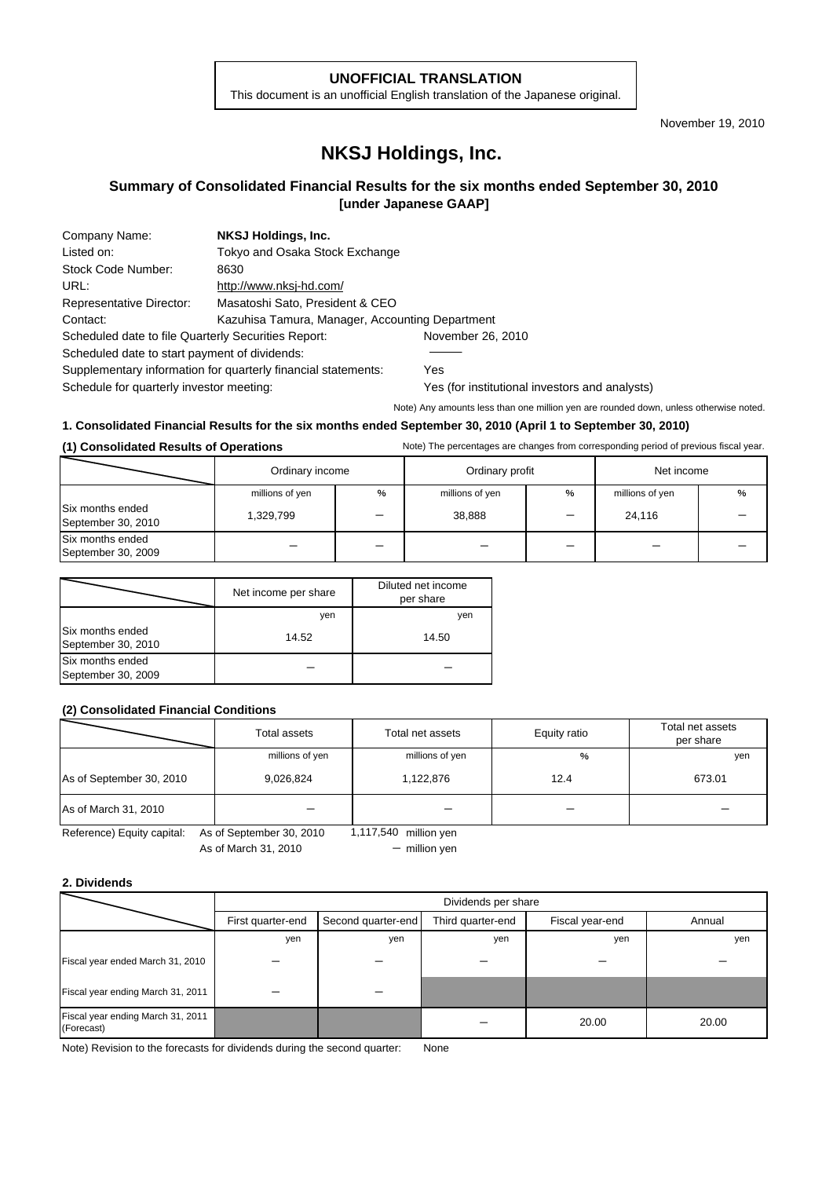**UNOFFICIAL TRANSLATION**
This document is an unofficial English translation of the Japanese original.

November 19, 2010

# NKSJ Holdings, Inc.

## Summary of Consolidated Financial Results for the six months ended September 30, 2010 [under Japanese GAAP]

| | |
|---|---|
| Company Name: | **NKSJ Holdings, Inc.** |
| Listed on: | Tokyo and Osaka Stock Exchange |
| Stock Code Number: | 8630 |
| URL: | http://www.nksj-hd.com/ |
| Representative Director: | Masatoshi Sato, President & CEO |
| Contact: | Kazuhisa Tamura, Manager, Accounting Department |

Scheduled date to file Quarterly Securities Report: November 26, 2010

Scheduled date to start payment of dividends: ―――

Supplementary information for quarterly financial statements: Yes

Schedule for quarterly investor meeting: Yes (for institutional investors and analysts)

Note) Any amounts less than one million yen are rounded down, unless otherwise noted.

### 1. Consolidated Financial Results for the six months ended September 30, 2010 (April 1 to September 30, 2010)

**(1) Consolidated Results of Operations**

Note) The percentages are changes from corresponding period of previous fiscal year.

| | Ordinary income | | Ordinary profit | | Net income | |
|---|---|---|---|---|---|---|
| | millions of yen | % | millions of yen | % | millions of yen | % |
| Six months ended September 30, 2010 | 1,329,799 | － | 38,888 | － | 24,116 | － |
| Six months ended September 30, 2009 | － | － | － | － | － | － |

| | Net income per share | Diluted net income per share |
|---|---|---|
| | yen | yen |
| Six months ended September 30, 2010 | 14.52 | 14.50 |
| Six months ended September 30, 2009 | － | － |

**(2) Consolidated Financial Conditions**

| | Total assets | Total net assets | Equity ratio | Total net assets per share |
|---|---|---|---|---|
| | millions of yen | millions of yen | % | yen |
| As of September 30, 2010 | 9,026,824 | 1,122,876 | 12.4 | 673.01 |
| As of March 31, 2010 | － | － | － | － |

Reference) Equity capital: As of September 30, 2010 1,117,540 million yen
As of March 31, 2010 － million yen

### 2. Dividends

| | Dividends per share | | | | |
|---|---|---|---|---|---|
| | First quarter-end | Second quarter-end | Third quarter-end | Fiscal year-end | Annual |
| | yen | yen | yen | yen | yen |
| Fiscal year ended March 31, 2010 | － | － | － | － | － |
| Fiscal year ending March 31, 2011 | － | － | | | |
| Fiscal year ending March 31, 2011 (Forecast) | | | － | 20.00 | 20.00 |

Note) Revision to the forecasts for dividends during the second quarter: None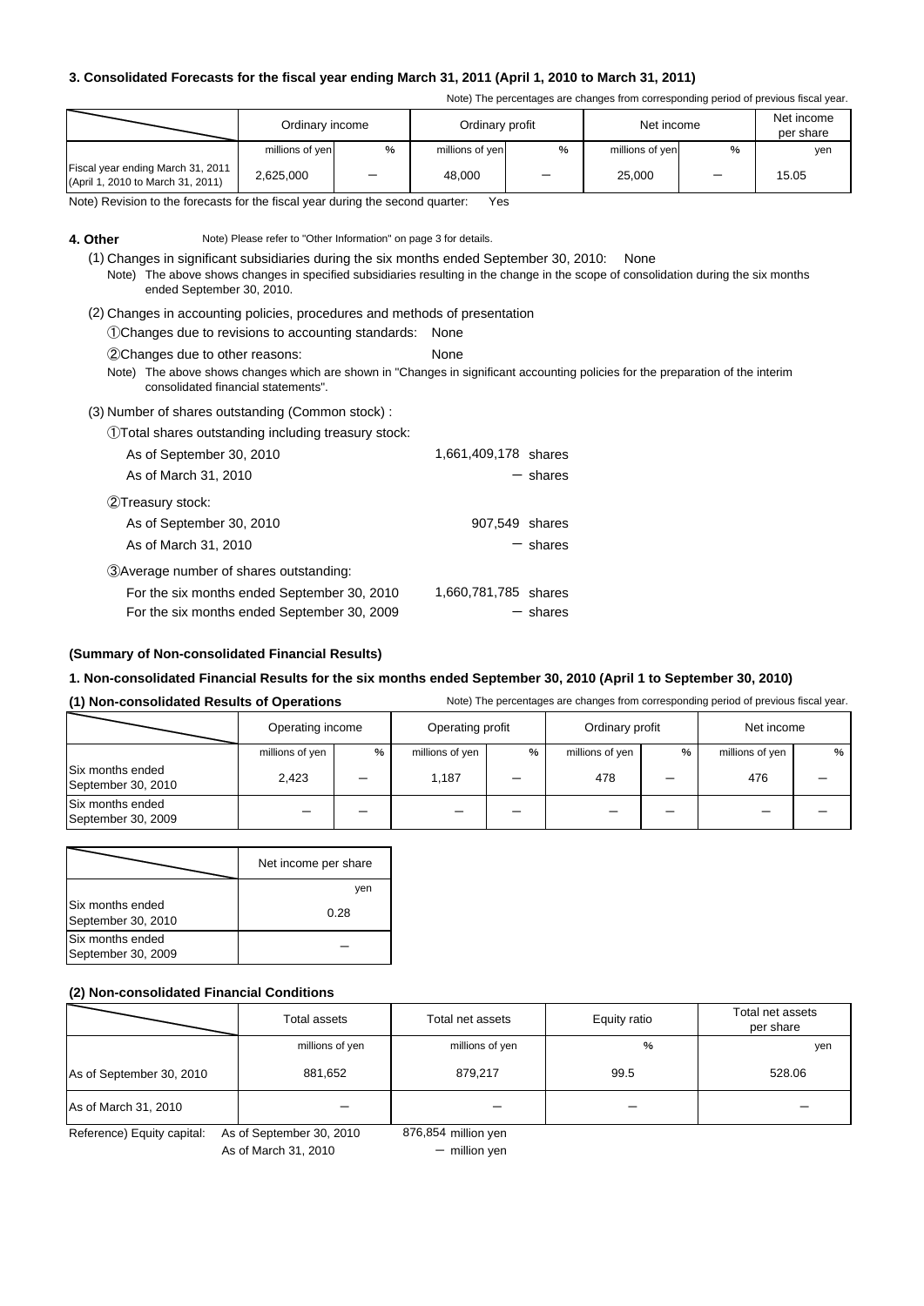### 3. Consolidated Forecasts for the fiscal year ending March 31, 2011 (April 1, 2010 to March 31, 2011)

Note) The percentages are changes from corresponding period of previous fiscal year.

| | Ordinary income | | Ordinary profit | | Net income | | Net income per share |
|---|---|---|---|---|---|---|---|
| | millions of yen | % | millions of yen | % | millions of yen | % | yen |
| Fiscal year ending March 31, 2011 (April 1, 2010 to March 31, 2011) | 2,625,000 | － | 48,000 | － | 25,000 | － | 15.05 |

Note) Revision to the forecasts for the fiscal year during the second quarter: Yes

### 4. Other

Note) Please refer to "Other Information" on page 3 for details.

(1) Changes in significant subsidiaries during the six months ended September 30, 2010: None

Note) The above shows changes in specified subsidiaries resulting in the change in the scope of consolidation during the six months ended September 30, 2010.

(2) Changes in accounting policies, procedures and methods of presentation

①Changes due to revisions to accounting standards: None

②Changes due to other reasons: None

Note) The above shows changes which are shown in "Changes in significant accounting policies for the preparation of the interim consolidated financial statements".

(3) Number of shares outstanding (Common stock) :

①Total shares outstanding including treasury stock:

As of September 30, 2010 1,661,409,178 shares

As of March 31, 2010 － shares

②Treasury stock:

As of September 30, 2010 907,549 shares

As of March 31, 2010 － shares

③Average number of shares outstanding:

For the six months ended September 30, 2010 1,660,781,785 shares

For the six months ended September 30, 2009 － shares

**(Summary of Non-consolidated Financial Results)**

### 1. Non-consolidated Financial Results for the six months ended September 30, 2010 (April 1 to September 30, 2010)

**(1) Non-consolidated Results of Operations**

Note) The percentages are changes from corresponding period of previous fiscal year.

| | Operating income | | Operating profit | | Ordinary profit | | Net income | |
|---|---|---|---|---|---|---|---|---|
| | millions of yen | % | millions of yen | % | millions of yen | % | millions of yen | % |
| Six months ended September 30, 2010 | 2,423 | － | 1,187 | － | 478 | － | 476 | － |
| Six months ended September 30, 2009 | － | － | － | － | － | － | － | － |

| | Net income per share |
|---|---|
| | yen |
| Six months ended September 30, 2010 | 0.28 |
| Six months ended September 30, 2009 | － |

**(2) Non-consolidated Financial Conditions**

| | Total assets | Total net assets | Equity ratio | Total net assets per share |
|---|---|---|---|---|
| | millions of yen | millions of yen | % | yen |
| As of September 30, 2010 | 881,652 | 879,217 | 99.5 | 528.06 |
| As of March 31, 2010 | － | － | － | － |

Reference) Equity capital: As of September 30, 2010 876,854 million yen

As of March 31, 2010 － million yen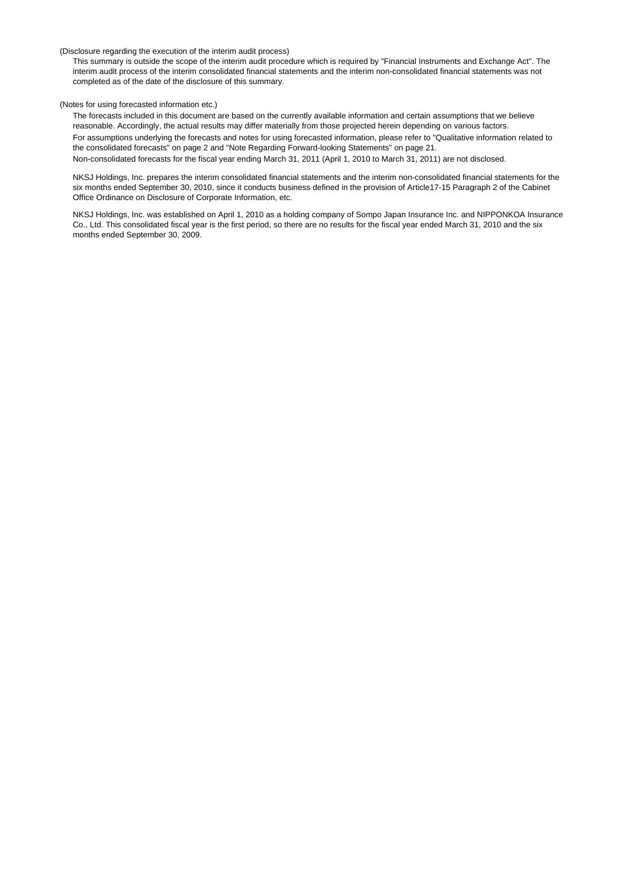(Disclosure regarding the execution of the interim audit process)

This summary is outside the scope of the interim audit procedure which is required by "Financial Instruments and Exchange Act". The interim audit process of the interim consolidated financial statements and the interim non-consolidated financial statements was not completed as of the date of the disclosure of this summary.

(Notes for using forecasted information etc.)

The forecasts included in this document are based on the currently available information and certain assumptions that we believe reasonable. Accordingly, the actual results may differ materially from those projected herein depending on various factors.

For assumptions underlying the forecasts and notes for using forecasted information, please refer to "Qualitative information related to the consolidated forecasts" on page 2 and "Note Regarding Forward-looking Statements" on page 21.

Non-consolidated forecasts for the fiscal year ending March 31, 2011 (April 1, 2010 to March 31, 2011) are not disclosed.

NKSJ Holdings, Inc. prepares the interim consolidated financial statements and the interim non-consolidated financial statements for the six months ended September 30, 2010, since it conducts business defined in the provision of Article17-15 Paragraph 2 of the Cabinet Office Ordinance on Disclosure of Corporate Information, etc.

NKSJ Holdings, Inc. was established on April 1, 2010 as a holding company of Sompo Japan Insurance Inc. and NIPPONKOA Insurance Co., Ltd. This consolidated fiscal year is the first period, so there are no results for the fiscal year ended March 31, 2010 and the six months ended September 30, 2009.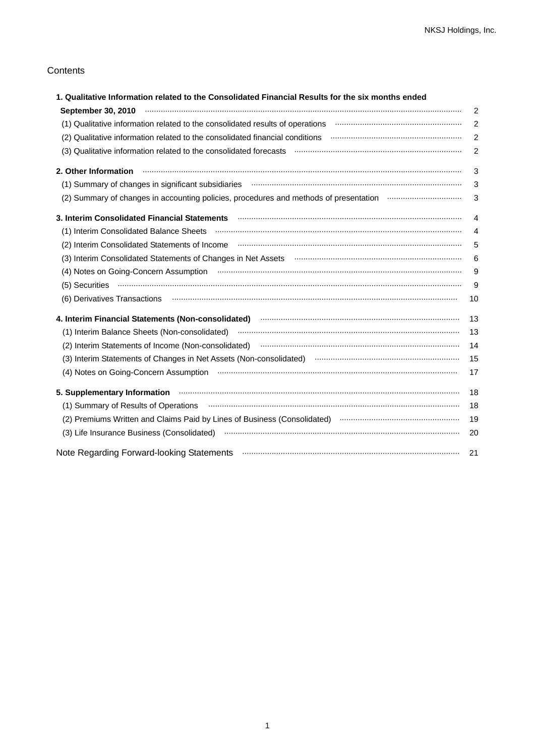# Contents

| | |
|---|---|
| **1. Qualitative Information related to the Consolidated Financial Results for the six months ended September 30, 2010** | 2 |
| (1) Qualitative information related to the consolidated results of operations | 2 |
| (2) Qualitative information related to the consolidated financial conditions | 2 |
| (3) Qualitative information related to the consolidated forecasts | 2 |
| **2. Other Information** | 3 |
| (1) Summary of changes in significant subsidiaries | 3 |
| (2) Summary of changes in accounting policies, procedures and methods of presentation | 3 |
| **3. Interim Consolidated Financial Statements** | 4 |
| (1) Interim Consolidated Balance Sheets | 4 |
| (2) Interim Consolidated Statements of Income | 5 |
| (3) Interim Consolidated Statements of Changes in Net Assets | 6 |
| (4) Notes on Going-Concern Assumption | 9 |
| (5) Securities | 9 |
| (6) Derivatives Transactions | 10 |
| **4. Interim Financial Statements (Non-consolidated)** | 13 |
| (1) Interim Balance Sheets (Non-consolidated) | 13 |
| (2) Interim Statements of Income (Non-consolidated) | 14 |
| (3) Interim Statements of Changes in Net Assets (Non-consolidated) | 15 |
| (4) Notes on Going-Concern Assumption | 17 |
| **5. Supplementary Information** | 18 |
| (1) Summary of Results of Operations | 18 |
| (2) Premiums Written and Claims Paid by Lines of Business (Consolidated) | 19 |
| (3) Life Insurance Business (Consolidated) | 20 |
| Note Regarding Forward-looking Statements | 21 |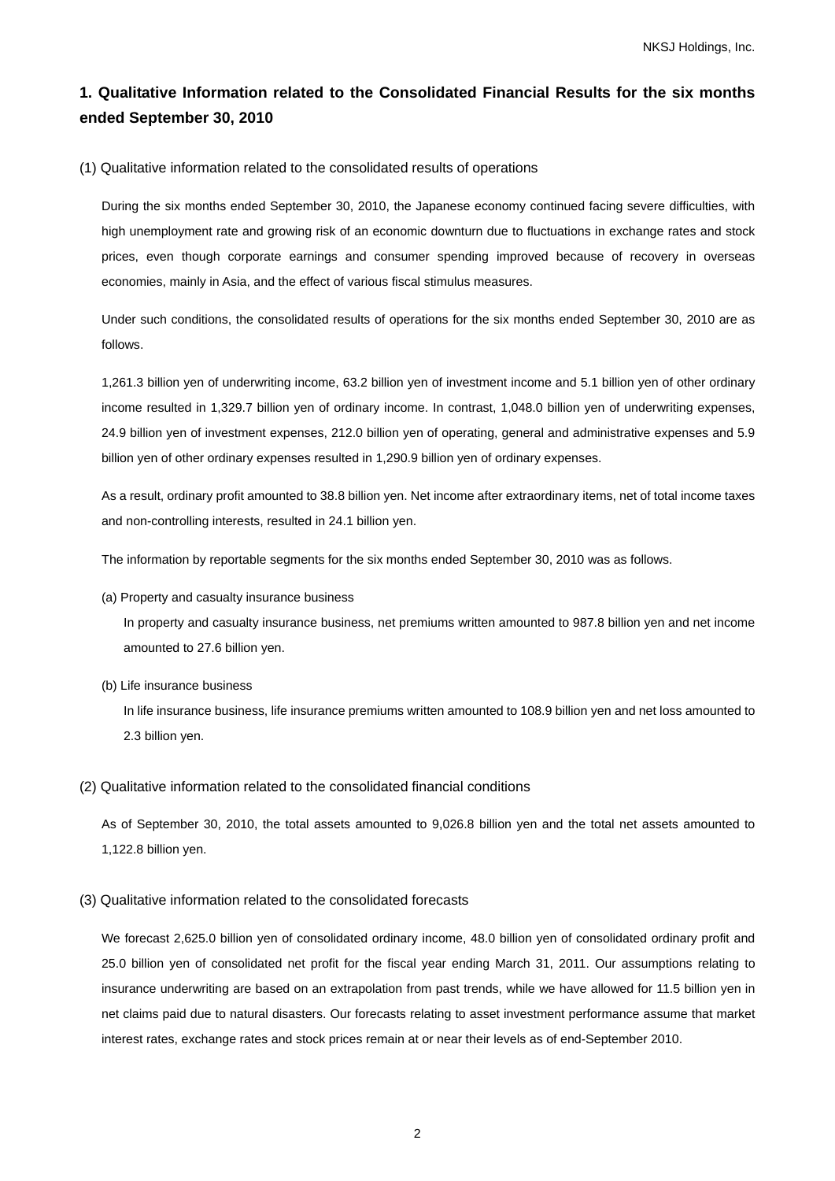## 1. Qualitative Information related to the Consolidated Financial Results for the six months ended September 30, 2010

### (1) Qualitative information related to the consolidated results of operations

During the six months ended September 30, 2010, the Japanese economy continued facing severe difficulties, with high unemployment rate and growing risk of an economic downturn due to fluctuations in exchange rates and stock prices, even though corporate earnings and consumer spending improved because of recovery in overseas economies, mainly in Asia, and the effect of various fiscal stimulus measures.

Under such conditions, the consolidated results of operations for the six months ended September 30, 2010 are as follows.

1,261.3 billion yen of underwriting income, 63.2 billion yen of investment income and 5.1 billion yen of other ordinary income resulted in 1,329.7 billion yen of ordinary income. In contrast, 1,048.0 billion yen of underwriting expenses, 24.9 billion yen of investment expenses, 212.0 billion yen of operating, general and administrative expenses and 5.9 billion yen of other ordinary expenses resulted in 1,290.9 billion yen of ordinary expenses.

As a result, ordinary profit amounted to 38.8 billion yen. Net income after extraordinary items, net of total income taxes and non-controlling interests, resulted in 24.1 billion yen.

The information by reportable segments for the six months ended September 30, 2010 was as follows.

(a) Property and casualty insurance business

In property and casualty insurance business, net premiums written amounted to 987.8 billion yen and net income amounted to 27.6 billion yen.

(b) Life insurance business

In life insurance business, life insurance premiums written amounted to 108.9 billion yen and net loss amounted to 2.3 billion yen.

### (2) Qualitative information related to the consolidated financial conditions

As of September 30, 2010, the total assets amounted to 9,026.8 billion yen and the total net assets amounted to 1,122.8 billion yen.

### (3) Qualitative information related to the consolidated forecasts

We forecast 2,625.0 billion yen of consolidated ordinary income, 48.0 billion yen of consolidated ordinary profit and 25.0 billion yen of consolidated net profit for the fiscal year ending March 31, 2011. Our assumptions relating to insurance underwriting are based on an extrapolation from past trends, while we have allowed for 11.5 billion yen in net claims paid due to natural disasters. Our forecasts relating to asset investment performance assume that market interest rates, exchange rates and stock prices remain at or near their levels as of end-September 2010.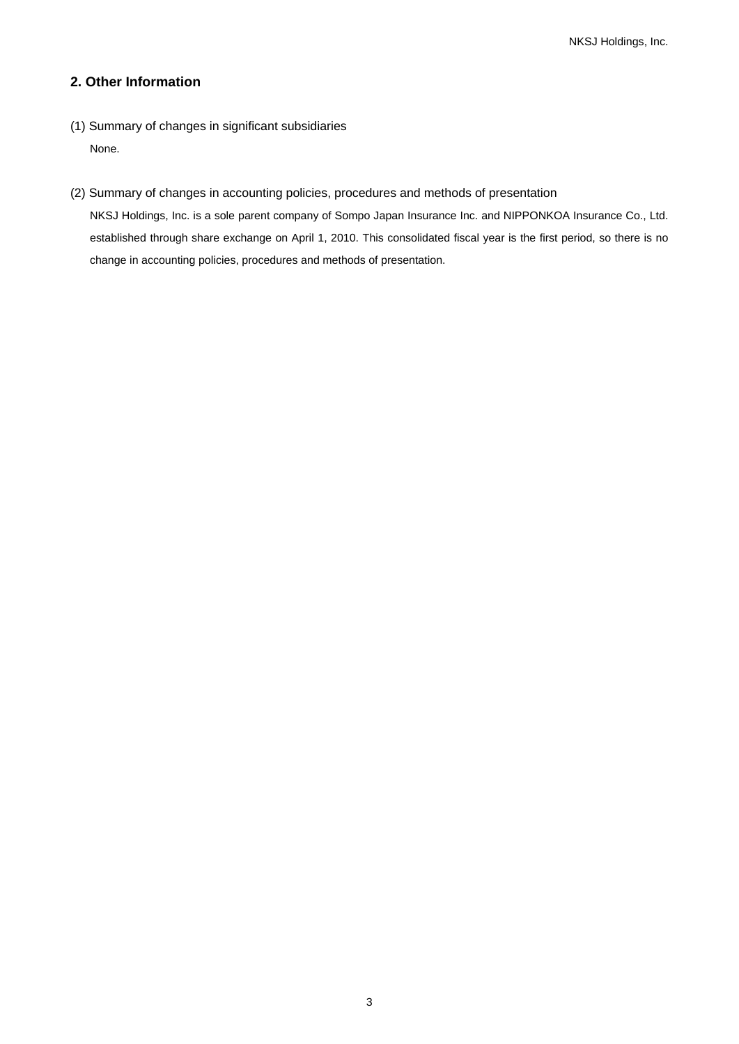## 2. Other Information

(1) Summary of changes in significant subsidiaries

None.

(2) Summary of changes in accounting policies, procedures and methods of presentation

NKSJ Holdings, Inc. is a sole parent company of Sompo Japan Insurance Inc. and NIPPONKOA Insurance Co., Ltd. established through share exchange on April 1, 2010. This consolidated fiscal year is the first period, so there is no change in accounting policies, procedures and methods of presentation.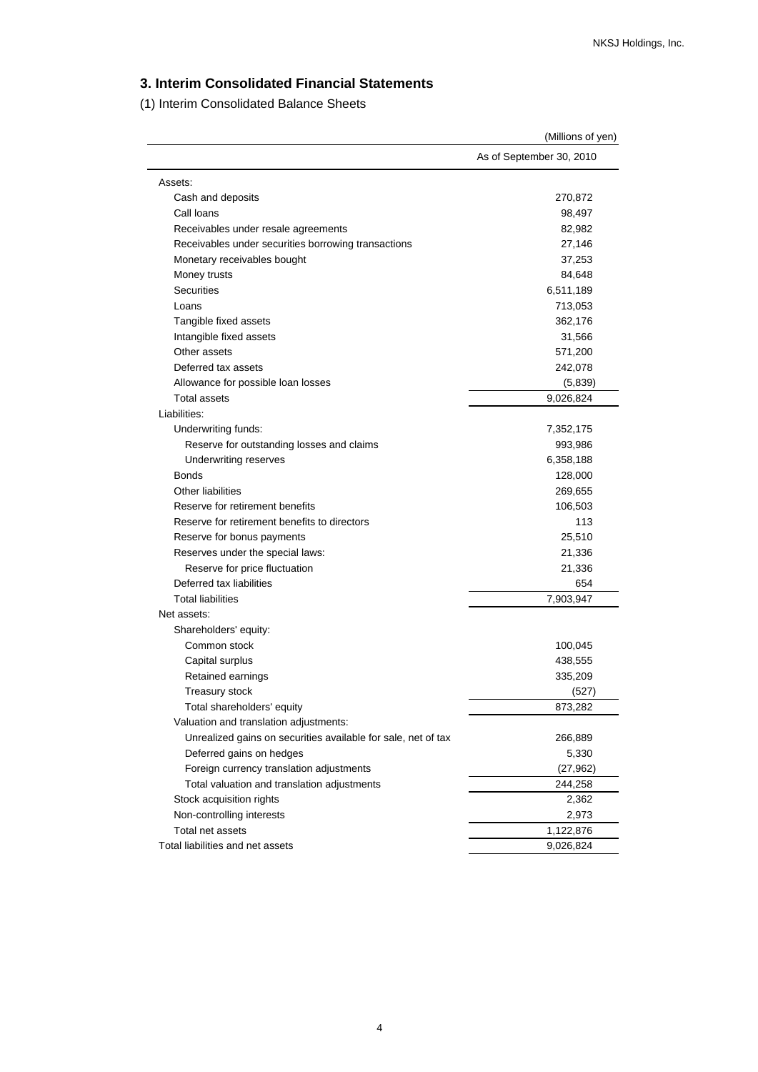## 3. Interim Consolidated Financial Statements

(1) Interim Consolidated Balance Sheets

(Millions of yen)

| | As of September 30, 2010 |
|---|---|
| Assets: | |
| Cash and deposits | 270,872 |
| Call loans | 98,497 |
| Receivables under resale agreements | 82,982 |
| Receivables under securities borrowing transactions | 27,146 |
| Monetary receivables bought | 37,253 |
| Money trusts | 84,648 |
| Securities | 6,511,189 |
| Loans | 713,053 |
| Tangible fixed assets | 362,176 |
| Intangible fixed assets | 31,566 |
| Other assets | 571,200 |
| Deferred tax assets | 242,078 |
| Allowance for possible loan losses | (5,839) |
| Total assets | 9,026,824 |
| Liabilities: | |
| Underwriting funds: | 7,352,175 |
| Reserve for outstanding losses and claims | 993,986 |
| Underwriting reserves | 6,358,188 |
| Bonds | 128,000 |
| Other liabilities | 269,655 |
| Reserve for retirement benefits | 106,503 |
| Reserve for retirement benefits to directors | 113 |
| Reserve for bonus payments | 25,510 |
| Reserves under the special laws: | 21,336 |
| Reserve for price fluctuation | 21,336 |
| Deferred tax liabilities | 654 |
| Total liabilities | 7,903,947 |
| Net assets: | |
| Shareholders' equity: | |
| Common stock | 100,045 |
| Capital surplus | 438,555 |
| Retained earnings | 335,209 |
| Treasury stock | (527) |
| Total shareholders' equity | 873,282 |
| Valuation and translation adjustments: | |
| Unrealized gains on securities available for sale, net of tax | 266,889 |
| Deferred gains on hedges | 5,330 |
| Foreign currency translation adjustments | (27,962) |
| Total valuation and translation adjustments | 244,258 |
| Stock acquisition rights | 2,362 |
| Non-controlling interests | 2,973 |
| Total net assets | 1,122,876 |
| Total liabilities and net assets | 9,026,824 |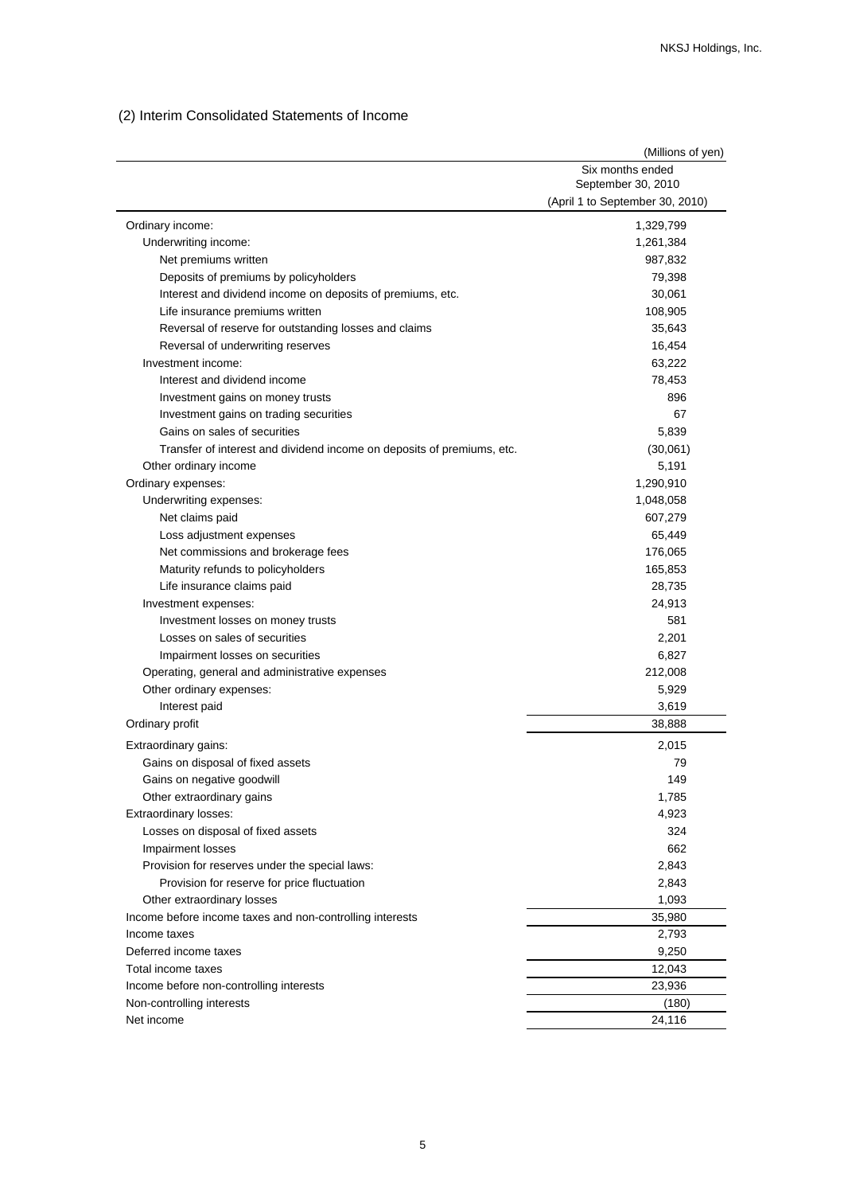## (2) Interim Consolidated Statements of Income

| | (Millions of yen) |
|---|---|
| | Six months ended September 30, 2010 (April 1 to September 30, 2010) |
| Ordinary income: | 1,329,799 |
| Underwriting income: | 1,261,384 |
| Net premiums written | 987,832 |
| Deposits of premiums by policyholders | 79,398 |
| Interest and dividend income on deposits of premiums, etc. | 30,061 |
| Life insurance premiums written | 108,905 |
| Reversal of reserve for outstanding losses and claims | 35,643 |
| Reversal of underwriting reserves | 16,454 |
| Investment income: | 63,222 |
| Interest and dividend income | 78,453 |
| Investment gains on money trusts | 896 |
| Investment gains on trading securities | 67 |
| Gains on sales of securities | 5,839 |
| Transfer of interest and dividend income on deposits of premiums, etc. | (30,061) |
| Other ordinary income | 5,191 |
| Ordinary expenses: | 1,290,910 |
| Underwriting expenses: | 1,048,058 |
| Net claims paid | 607,279 |
| Loss adjustment expenses | 65,449 |
| Net commissions and brokerage fees | 176,065 |
| Maturity refunds to policyholders | 165,853 |
| Life insurance claims paid | 28,735 |
| Investment expenses: | 24,913 |
| Investment losses on money trusts | 581 |
| Losses on sales of securities | 2,201 |
| Impairment losses on securities | 6,827 |
| Operating, general and administrative expenses | 212,008 |
| Other ordinary expenses: | 5,929 |
| Interest paid | 3,619 |
| Ordinary profit | 38,888 |
| Extraordinary gains: | 2,015 |
| Gains on disposal of fixed assets | 79 |
| Gains on negative goodwill | 149 |
| Other extraordinary gains | 1,785 |
| Extraordinary losses: | 4,923 |
| Losses on disposal of fixed assets | 324 |
| Impairment losses | 662 |
| Provision for reserves under the special laws: | 2,843 |
| Provision for reserve for price fluctuation | 2,843 |
| Other extraordinary losses | 1,093 |
| Income before income taxes and non-controlling interests | 35,980 |
| Income taxes | 2,793 |
| Deferred income taxes | 9,250 |
| Total income taxes | 12,043 |
| Income before non-controlling interests | 23,936 |
| Non-controlling interests | (180) |
| Net income | 24,116 |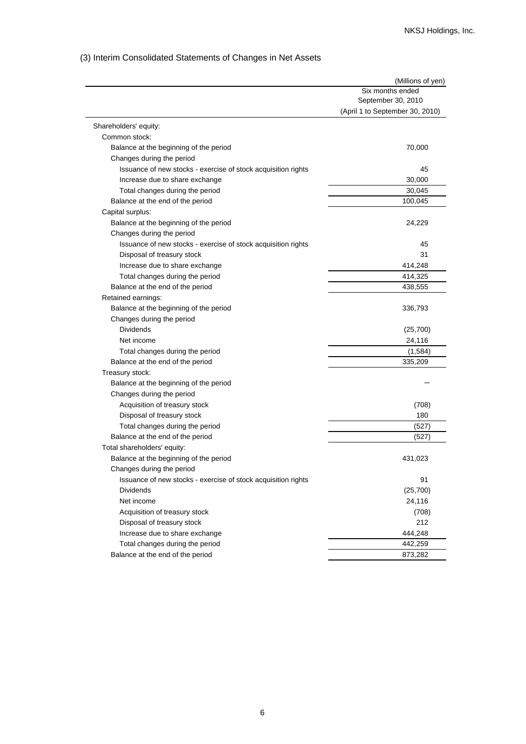## (3) Interim Consolidated Statements of Changes in Net Assets

(Millions of yen)

| | Six months ended September 30, 2010 (April 1 to September 30, 2010) |
|---|---|
| Shareholders' equity: | |
| Common stock: | |
| Balance at the beginning of the period | 70,000 |
| Changes during the period | |
| Issuance of new stocks - exercise of stock acquisition rights | 45 |
| Increase due to share exchange | 30,000 |
| Total changes during the period | 30,045 |
| Balance at the end of the period | 100,045 |
| Capital surplus: | |
| Balance at the beginning of the period | 24,229 |
| Changes during the period | |
| Issuance of new stocks - exercise of stock acquisition rights | 45 |
| Disposal of treasury stock | 31 |
| Increase due to share exchange | 414,248 |
| Total changes during the period | 414,325 |
| Balance at the end of the period | 438,555 |
| Retained earnings: | |
| Balance at the beginning of the period | 336,793 |
| Changes during the period | |
| Dividends | (25,700) |
| Net income | 24,116 |
| Total changes during the period | (1,584) |
| Balance at the end of the period | 335,209 |
| Treasury stock: | |
| Balance at the beginning of the period | ― |
| Changes during the period | |
| Acquisition of treasury stock | (708) |
| Disposal of treasury stock | 180 |
| Total changes during the period | (527) |
| Balance at the end of the period | (527) |
| Total shareholders' equity: | |
| Balance at the beginning of the period | 431,023 |
| Changes during the period | |
| Issuance of new stocks - exercise of stock acquisition rights | 91 |
| Dividends | (25,700) |
| Net income | 24,116 |
| Acquisition of treasury stock | (708) |
| Disposal of treasury stock | 212 |
| Increase due to share exchange | 444,248 |
| Total changes during the period | 442,259 |
| Balance at the end of the period | 873,282 |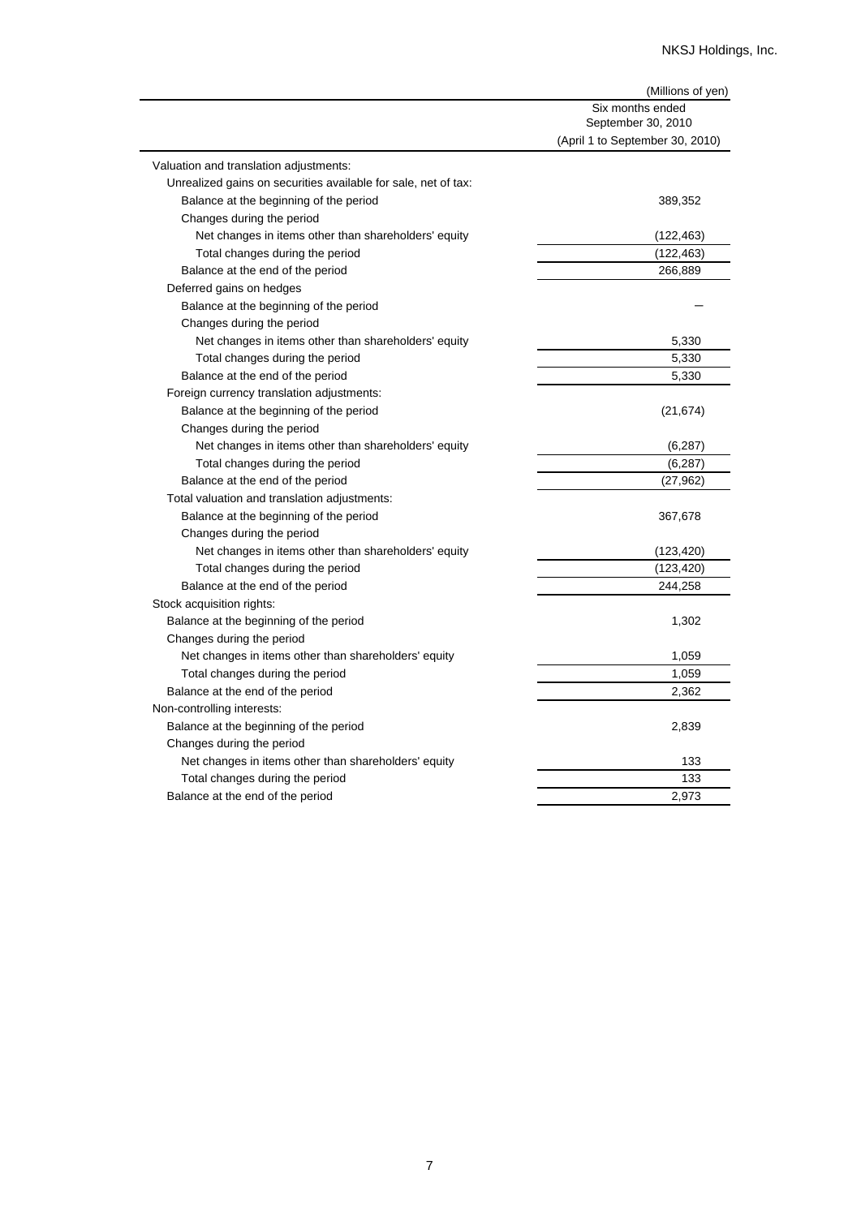(Millions of yen)

| | Six months ended September 30, 2010 (April 1 to September 30, 2010) |
|---|---|
| Valuation and translation adjustments: | |
| Unrealized gains on securities available for sale, net of tax: | |
| Balance at the beginning of the period | 389,352 |
| Changes during the period | |
| Net changes in items other than shareholders' equity | (122,463) |
| Total changes during the period | (122,463) |
| Balance at the end of the period | 266,889 |
| Deferred gains on hedges | |
| Balance at the beginning of the period | － |
| Changes during the period | |
| Net changes in items other than shareholders' equity | 5,330 |
| Total changes during the period | 5,330 |
| Balance at the end of the period | 5,330 |
| Foreign currency translation adjustments: | |
| Balance at the beginning of the period | (21,674) |
| Changes during the period | |
| Net changes in items other than shareholders' equity | (6,287) |
| Total changes during the period | (6,287) |
| Balance at the end of the period | (27,962) |
| Total valuation and translation adjustments: | |
| Balance at the beginning of the period | 367,678 |
| Changes during the period | |
| Net changes in items other than shareholders' equity | (123,420) |
| Total changes during the period | (123,420) |
| Balance at the end of the period | 244,258 |
| Stock acquisition rights: | |
| Balance at the beginning of the period | 1,302 |
| Changes during the period | |
| Net changes in items other than shareholders' equity | 1,059 |
| Total changes during the period | 1,059 |
| Balance at the end of the period | 2,362 |
| Non-controlling interests: | |
| Balance at the beginning of the period | 2,839 |
| Changes during the period | |
| Net changes in items other than shareholders' equity | 133 |
| Total changes during the period | 133 |
| Balance at the end of the period | 2,973 |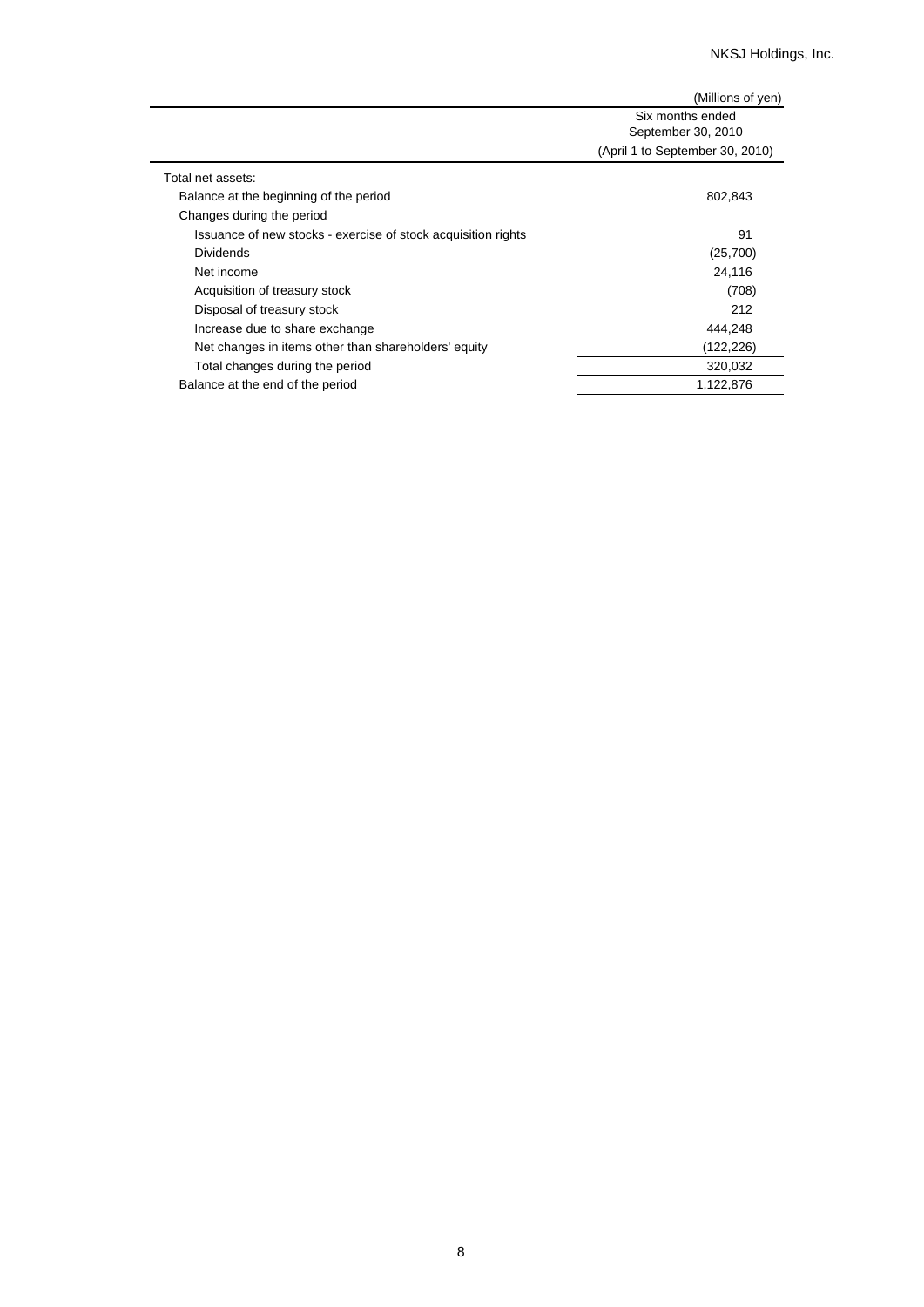(Millions of yen)

| | Six months ended September 30, 2010 (April 1 to September 30, 2010) |
|---|---|
| Total net assets: | |
| Balance at the beginning of the period | 802,843 |
| Changes during the period | |
| Issuance of new stocks - exercise of stock acquisition rights | 91 |
| Dividends | (25,700) |
| Net income | 24,116 |
| Acquisition of treasury stock | (708) |
| Disposal of treasury stock | 212 |
| Increase due to share exchange | 444,248 |
| Net changes in items other than shareholders' equity | (122,226) |
| Total changes during the period | 320,032 |
| Balance at the end of the period | 1,122,876 |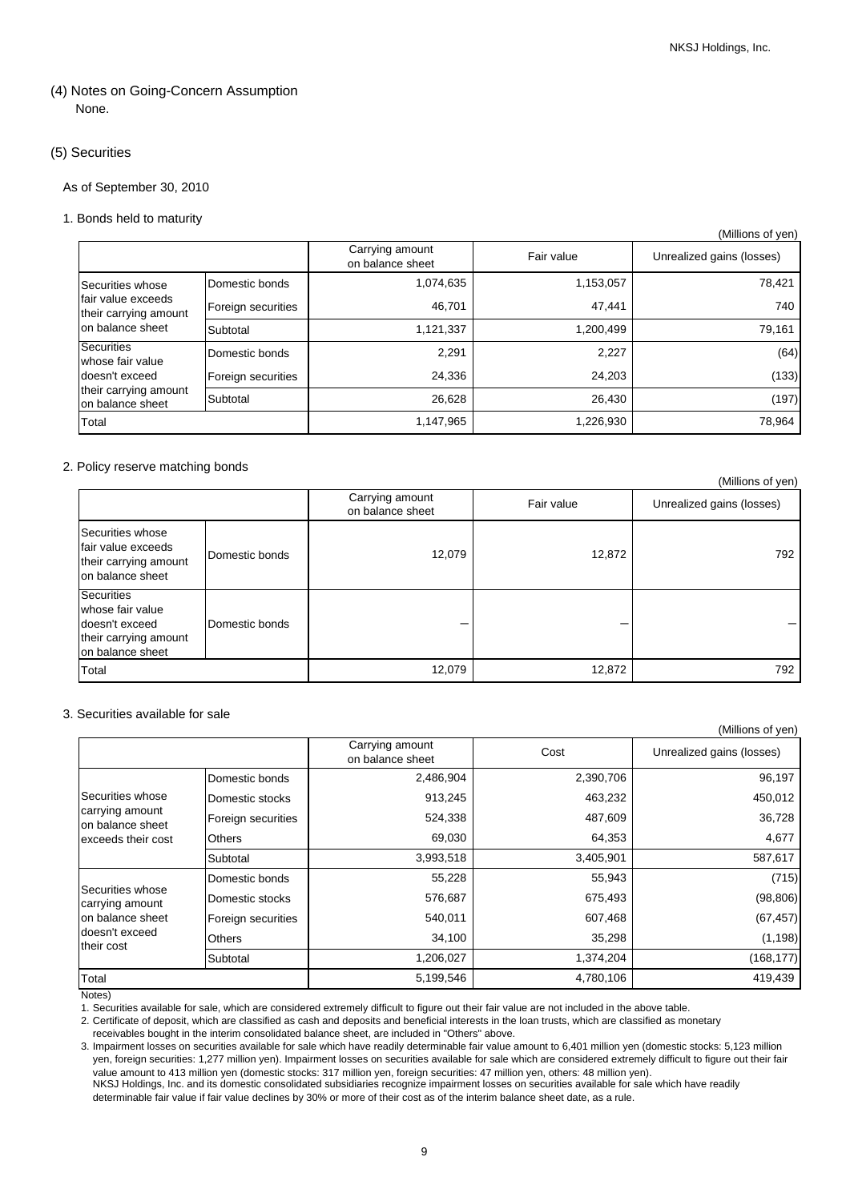## (4) Notes on Going-Concern Assumption

None.

## (5) Securities

As of September 30, 2010

### 1. Bonds held to maturity

(Millions of yen)

| | | Carrying amount on balance sheet | Fair value | Unrealized gains (losses) |
|---|---|---|---|---|
| Securities whose fair value exceeds their carrying amount on balance sheet | Domestic bonds | 1,074,635 | 1,153,057 | 78,421 |
| | Foreign securities | 46,701 | 47,441 | 740 |
| | Subtotal | 1,121,337 | 1,200,499 | 79,161 |
| Securities whose fair value doesn't exceed their carrying amount on balance sheet | Domestic bonds | 2,291 | 2,227 | (64) |
| | Foreign securities | 24,336 | 24,203 | (133) |
| | Subtotal | 26,628 | 26,430 | (197) |
| Total | | 1,147,965 | 1,226,930 | 78,964 |

### 2. Policy reserve matching bonds

(Millions of yen)

| | | Carrying amount on balance sheet | Fair value | Unrealized gains (losses) |
|---|---|---|---|---|
| Securities whose fair value exceeds their carrying amount on balance sheet | Domestic bonds | 12,079 | 12,872 | 792 |
| Securities whose fair value doesn't exceed their carrying amount on balance sheet | Domestic bonds | – | – | – |
| Total | | 12,079 | 12,872 | 792 |

### 3. Securities available for sale

(Millions of yen)

| | | Carrying amount on balance sheet | Cost | Unrealized gains (losses) |
|---|---|---|---|---|
| Securities whose carrying amount on balance sheet exceeds their cost | Domestic bonds | 2,486,904 | 2,390,706 | 96,197 |
| | Domestic stocks | 913,245 | 463,232 | 450,012 |
| | Foreign securities | 524,338 | 487,609 | 36,728 |
| | Others | 69,030 | 64,353 | 4,677 |
| | Subtotal | 3,993,518 | 3,405,901 | 587,617 |
| Securities whose carrying amount on balance sheet doesn't exceed their cost | Domestic bonds | 55,228 | 55,943 | (715) |
| | Domestic stocks | 576,687 | 675,493 | (98,806) |
| | Foreign securities | 540,011 | 607,468 | (67,457) |
| | Others | 34,100 | 35,298 | (1,198) |
| | Subtotal | 1,206,027 | 1,374,204 | (168,177) |
| Total | | 5,199,546 | 4,780,106 | 419,439 |

Notes)

1. Securities available for sale, which are considered extremely difficult to figure out their fair value are not included in the above table.
2. Certificate of deposit, which are classified as cash and deposits and beneficial interests in the loan trusts, which are classified as monetary receivables bought in the interim consolidated balance sheet, are included in "Others" above.
3. Impairment losses on securities available for sale which have readily determinable fair value amount to 6,401 million yen (domestic stocks: 5,123 million yen, foreign securities: 1,277 million yen). Impairment losses on securities available for sale which are considered extremely difficult to figure out their fair value amount to 413 million yen (domestic stocks: 317 million yen, foreign securities: 47 million yen, others: 48 million yen).
   NKSJ Holdings, Inc. and its domestic consolidated subsidiaries recognize impairment losses on securities available for sale which have readily determinable fair value if fair value declines by 30% or more of their cost as of the interim balance sheet date, as a rule.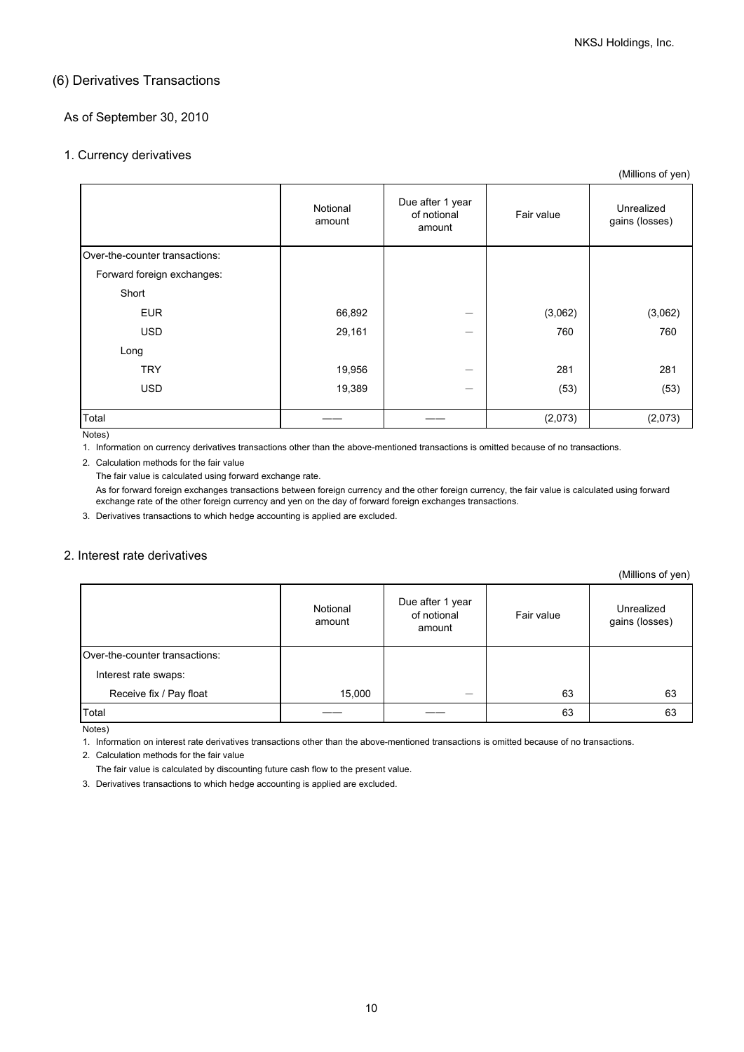## (6) Derivatives Transactions

### As of September 30, 2010

#### 1. Currency derivatives

(Millions of yen)

| | Notional amount | Due after 1 year of notional amount | Fair value | Unrealized gains (losses) |
|---|---|---|---|---|
| Over-the-counter transactions: | | | | |
| Forward foreign exchanges: | | | | |
| Short | | | | |
| EUR | 66,892 | ― | (3,062) | (3,062) |
| USD | 29,161 | ― | 760 | 760 |
| Long | | | | |
| TRY | 19,956 | ― | 281 | 281 |
| USD | 19,389 | ― | (53) | (53) |
| Total | ―― | ―― | (2,073) | (2,073) |

Notes)

1. Information on currency derivatives transactions other than the above-mentioned transactions is omitted because of no transactions.
2. Calculation methods for the fair value
   The fair value is calculated using forward exchange rate.
   As for forward foreign exchanges transactions between foreign currency and the other foreign currency, the fair value is calculated using forward exchange rate of the other foreign currency and yen on the day of forward foreign exchanges transactions.
3. Derivatives transactions to which hedge accounting is applied are excluded.

#### 2. Interest rate derivatives

(Millions of yen)

| | Notional amount | Due after 1 year of notional amount | Fair value | Unrealized gains (losses) |
|---|---|---|---|---|
| Over-the-counter transactions: | | | | |
| Interest rate swaps: | | | | |
| Receive fix / Pay float | 15,000 | ― | 63 | 63 |
| Total | ―― | ―― | 63 | 63 |

Notes)

1. Information on interest rate derivatives transactions other than the above-mentioned transactions is omitted because of no transactions.
2. Calculation methods for the fair value
   The fair value is calculated by discounting future cash flow to the present value.
3. Derivatives transactions to which hedge accounting is applied are excluded.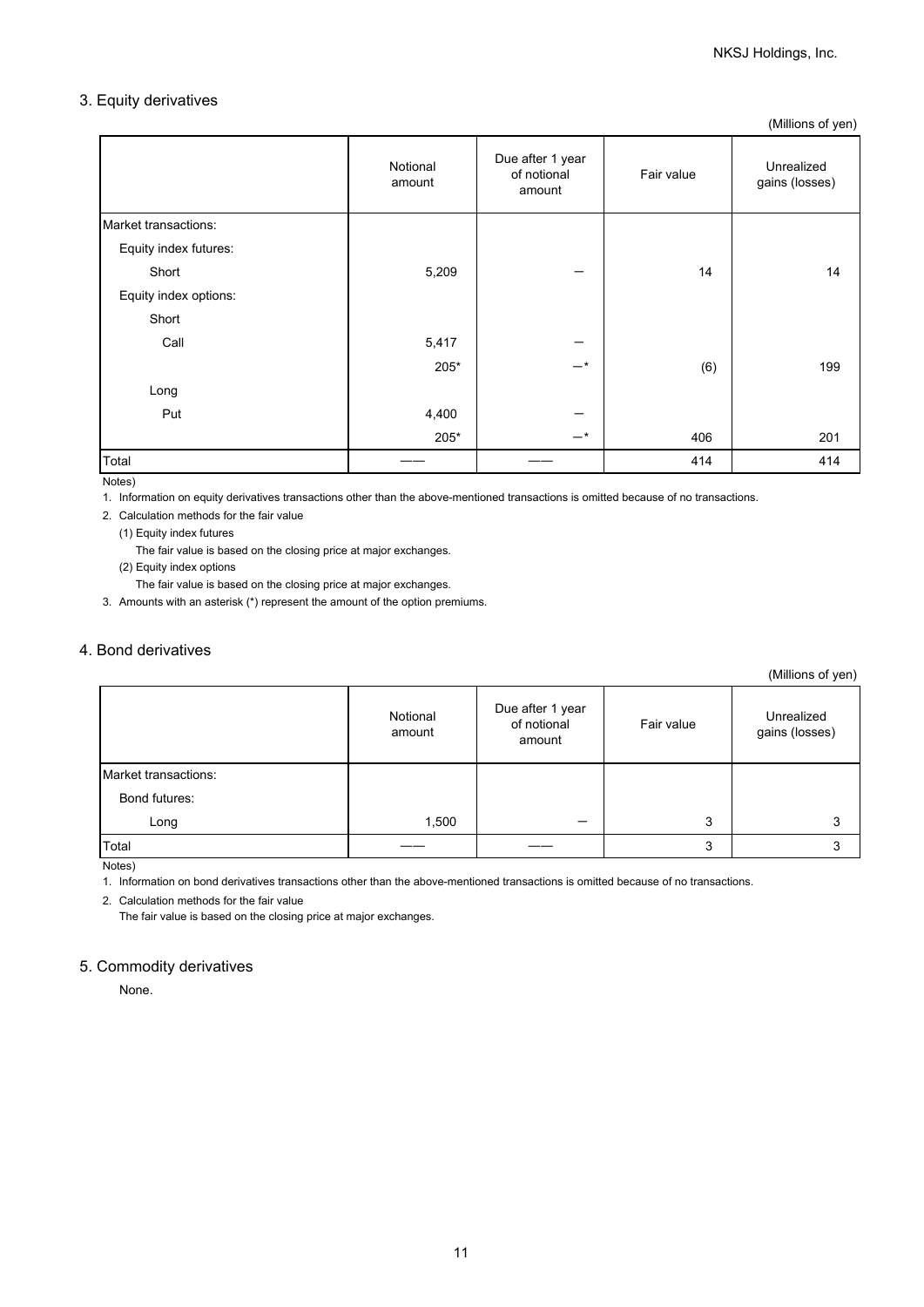## 3. Equity derivatives

(Millions of yen)

| | Notional amount | Due after 1 year of notional amount | Fair value | Unrealized gains (losses) |
|---|---|---|---|---|
| Market transactions: | | | | |
| Equity index futures: | | | | |
| Short | 5,209 | — | 14 | 14 |
| Equity index options: | | | | |
| Short | | | | |
| Call | 5,417 | — | | |
| | 205* | —* | (6) | 199 |
| Long | | | | |
| Put | 4,400 | — | | |
| | 205* | —* | 406 | 201 |
| Total | —— | —— | 414 | 414 |

Notes)

1. Information on equity derivatives transactions other than the above-mentioned transactions is omitted because of no transactions.
2. Calculation methods for the fair value
   (1) Equity index futures
   The fair value is based on the closing price at major exchanges.
   (2) Equity index options
   The fair value is based on the closing price at major exchanges.
3. Amounts with an asterisk (*) represent the amount of the option premiums.

## 4. Bond derivatives

(Millions of yen)

| | Notional amount | Due after 1 year of notional amount | Fair value | Unrealized gains (losses) |
|---|---|---|---|---|
| Market transactions: | | | | |
| Bond futures: | | | | |
| Long | 1,500 | — | 3 | 3 |
| Total | —— | —— | 3 | 3 |

Notes)

1. Information on bond derivatives transactions other than the above-mentioned transactions is omitted because of no transactions.
2. Calculation methods for the fair value
   The fair value is based on the closing price at major exchanges.

## 5. Commodity derivatives

None.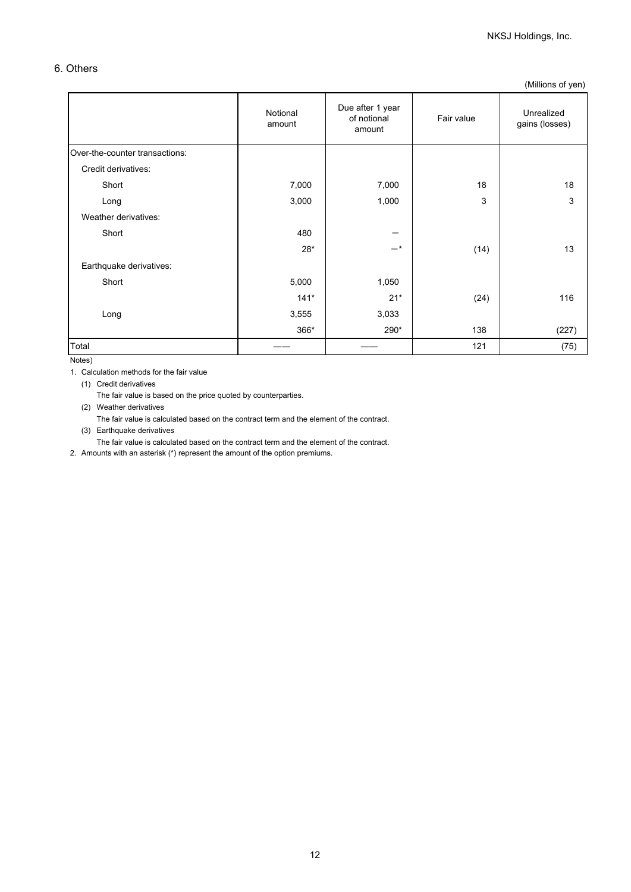## 6. Others

(Millions of yen)

| | Notional amount | Due after 1 year of notional amount | Fair value | Unrealized gains (losses) |
|---|---|---|---|---|
| Over-the-counter transactions: | | | | |
| Credit derivatives: | | | | |
| Short | 7,000 | 7,000 | 18 | 18 |
| Long | 3,000 | 1,000 | 3 | 3 |
| Weather derivatives: | | | | |
| Short | 480 | — | | |
| | 28* | —* | (14) | 13 |
| Earthquake derivatives: | | | | |
| Short | 5,000 | 1,050 | | |
| | 141* | 21* | (24) | 116 |
| Long | 3,555 | 3,033 | | |
| | 366* | 290* | 138 | (227) |
| Total | —— | —— | 121 | (75) |

Notes)

1. Calculation methods for the fair value
   - (1) Credit derivatives
     The fair value is based on the price quoted by counterparties.
   - (2) Weather derivatives
     The fair value is calculated based on the contract term and the element of the contract.
   - (3) Earthquake derivatives
     The fair value is calculated based on the contract term and the element of the contract.
2. Amounts with an asterisk (*) represent the amount of the option premiums.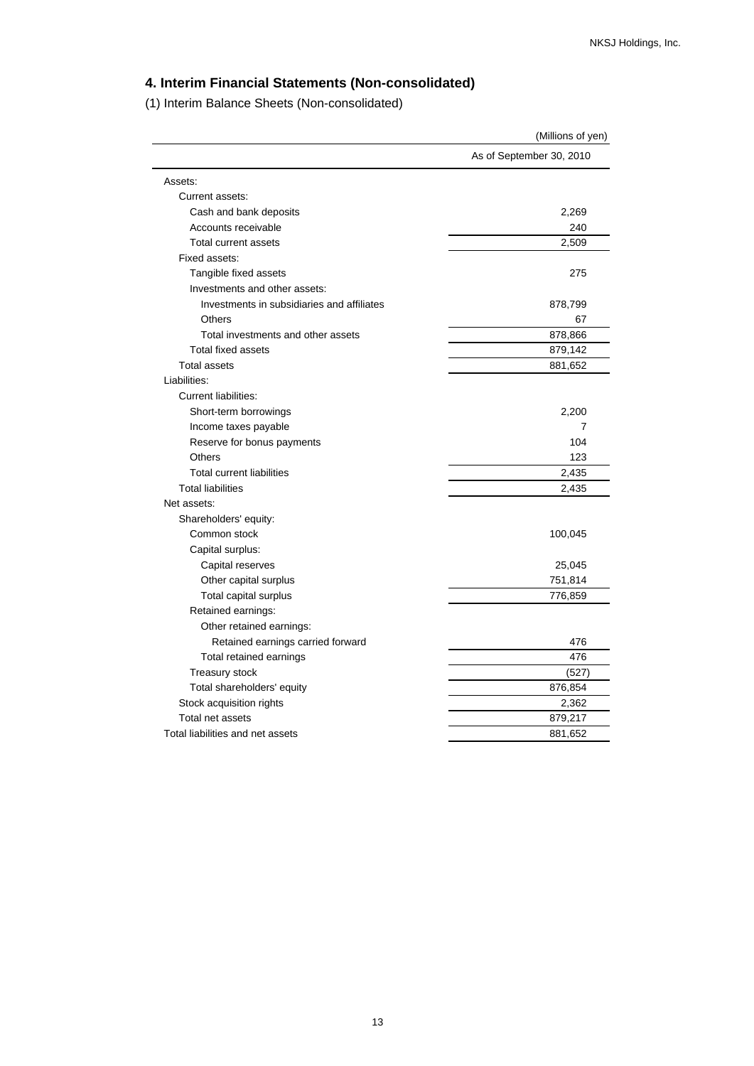## 4. Interim Financial Statements (Non-consolidated)

(1) Interim Balance Sheets (Non-consolidated)

(Millions of yen)

| | As of September 30, 2010 |
|---|---|
| Assets: | |
| Current assets: | |
| Cash and bank deposits | 2,269 |
| Accounts receivable | 240 |
| Total current assets | 2,509 |
| Fixed assets: | |
| Tangible fixed assets | 275 |
| Investments and other assets: | |
| Investments in subsidiaries and affiliates | 878,799 |
| Others | 67 |
| Total investments and other assets | 878,866 |
| Total fixed assets | 879,142 |
| Total assets | 881,652 |
| Liabilities: | |
| Current liabilities: | |
| Short-term borrowings | 2,200 |
| Income taxes payable | 7 |
| Reserve for bonus payments | 104 |
| Others | 123 |
| Total current liabilities | 2,435 |
| Total liabilities | 2,435 |
| Net assets: | |
| Shareholders' equity: | |
| Common stock | 100,045 |
| Capital surplus: | |
| Capital reserves | 25,045 |
| Other capital surplus | 751,814 |
| Total capital surplus | 776,859 |
| Retained earnings: | |
| Other retained earnings: | |
| Retained earnings carried forward | 476 |
| Total retained earnings | 476 |
| Treasury stock | (527) |
| Total shareholders' equity | 876,854 |
| Stock acquisition rights | 2,362 |
| Total net assets | 879,217 |
| Total liabilities and net assets | 881,652 |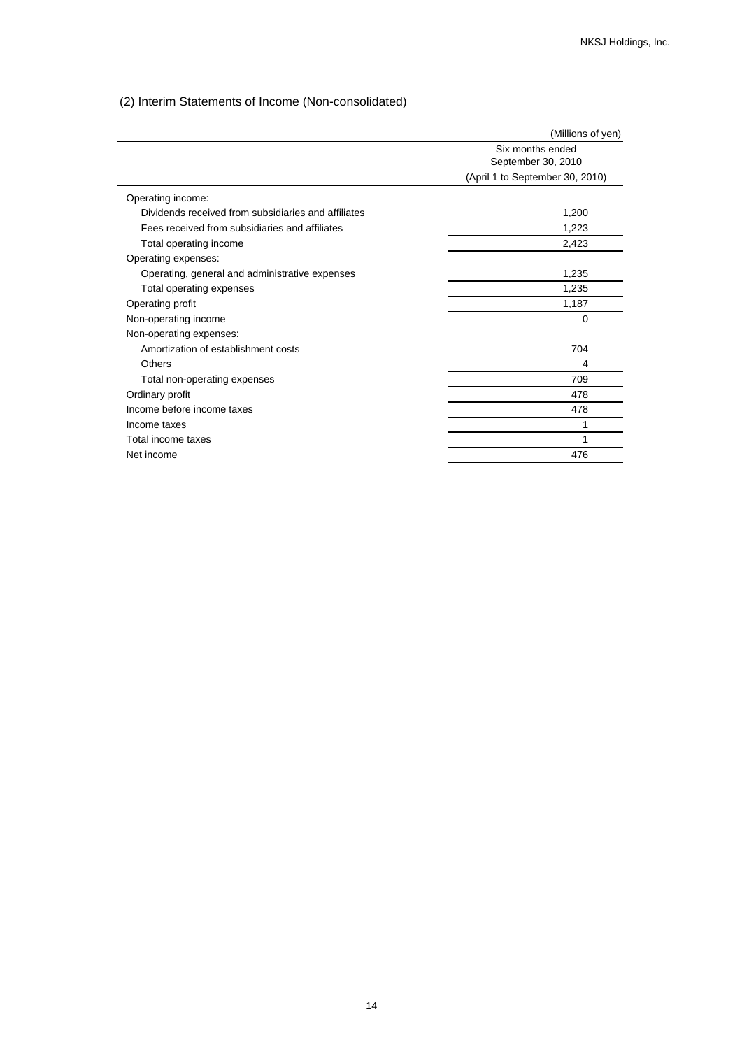## (2) Interim Statements of Income (Non-consolidated)

(Millions of yen)

| | Six months ended September 30, 2010 (April 1 to September 30, 2010) |
|---|---|
| Operating income: | |
| Dividends received from subsidiaries and affiliates | 1,200 |
| Fees received from subsidiaries and affiliates | 1,223 |
| Total operating income | 2,423 |
| Operating expenses: | |
| Operating, general and administrative expenses | 1,235 |
| Total operating expenses | 1,235 |
| Operating profit | 1,187 |
| Non-operating income | 0 |
| Non-operating expenses: | |
| Amortization of establishment costs | 704 |
| Others | 4 |
| Total non-operating expenses | 709 |
| Ordinary profit | 478 |
| Income before income taxes | 478 |
| Income taxes | 1 |
| Total income taxes | 1 |
| Net income | 476 |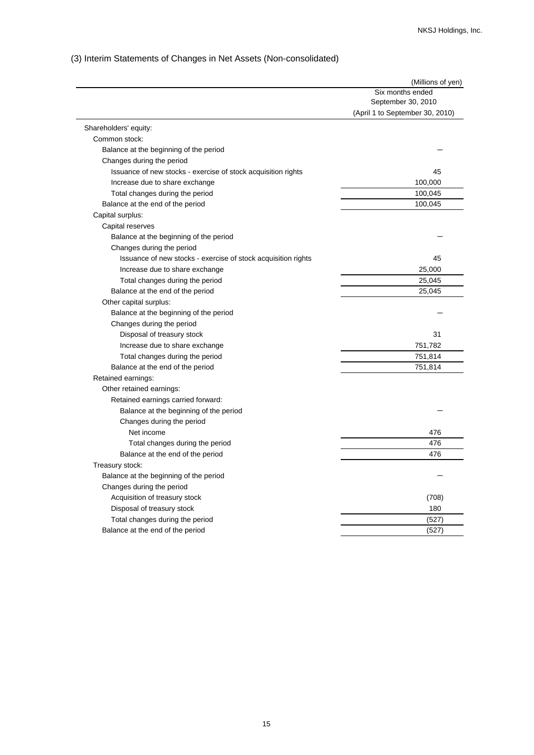## (3) Interim Statements of Changes in Net Assets (Non-consolidated)

| | (Millions of yen) |
|---|---|
| | Six months ended September 30, 2010 (April 1 to September 30, 2010) |
| Shareholders' equity: | |
| Common stock: | |
| Balance at the beginning of the period | — |
| Changes during the period | |
| Issuance of new stocks - exercise of stock acquisition rights | 45 |
| Increase due to share exchange | 100,000 |
| Total changes during the period | 100,045 |
| Balance at the end of the period | 100,045 |
| Capital surplus: | |
| Capital reserves | |
| Balance at the beginning of the period | — |
| Changes during the period | |
| Issuance of new stocks - exercise of stock acquisition rights | 45 |
| Increase due to share exchange | 25,000 |
| Total changes during the period | 25,045 |
| Balance at the end of the period | 25,045 |
| Other capital surplus: | |
| Balance at the beginning of the period | — |
| Changes during the period | |
| Disposal of treasury stock | 31 |
| Increase due to share exchange | 751,782 |
| Total changes during the period | 751,814 |
| Balance at the end of the period | 751,814 |
| Retained earnings: | |
| Other retained earnings: | |
| Retained earnings carried forward: | |
| Balance at the beginning of the period | — |
| Changes during the period | |
| Net income | 476 |
| Total changes during the period | 476 |
| Balance at the end of the period | 476 |
| Treasury stock: | |
| Balance at the beginning of the period | — |
| Changes during the period | |
| Acquisition of treasury stock | (708) |
| Disposal of treasury stock | 180 |
| Total changes during the period | (527) |
| Balance at the end of the period | (527) |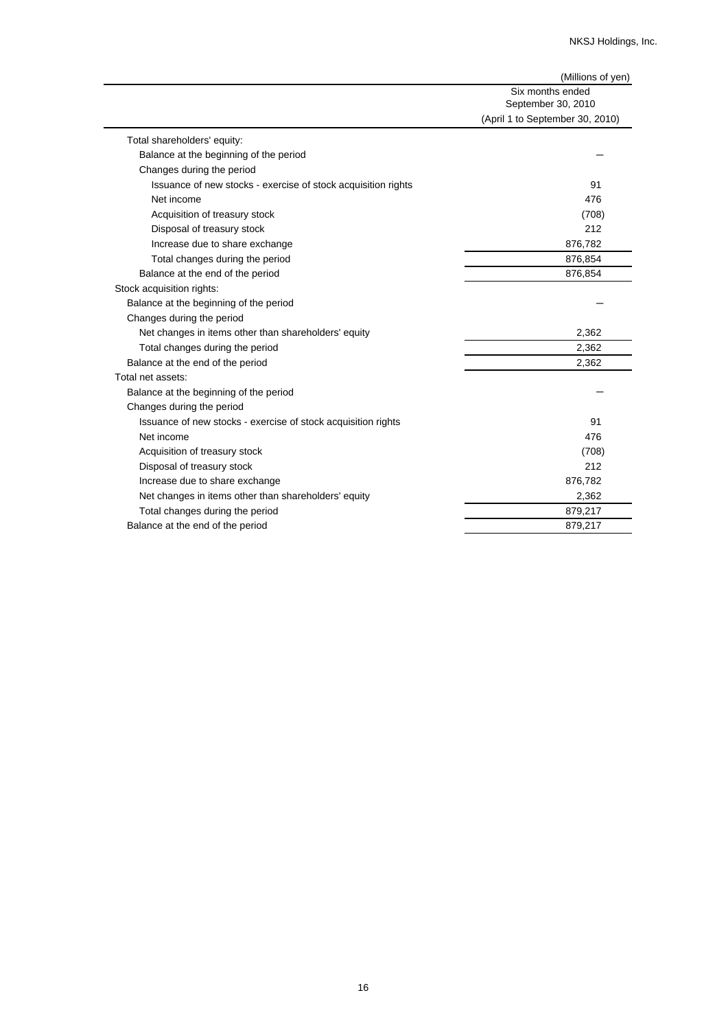(Millions of yen)

| | Six months ended September 30, 2010 (April 1 to September 30, 2010) |
|---|---|
| Total shareholders' equity: | |
| Balance at the beginning of the period | ― |
| Changes during the period | |
| Issuance of new stocks - exercise of stock acquisition rights | 91 |
| Net income | 476 |
| Acquisition of treasury stock | (708) |
| Disposal of treasury stock | 212 |
| Increase due to share exchange | 876,782 |
| Total changes during the period | 876,854 |
| Balance at the end of the period | 876,854 |
| Stock acquisition rights: | |
| Balance at the beginning of the period | ― |
| Changes during the period | |
| Net changes in items other than shareholders' equity | 2,362 |
| Total changes during the period | 2,362 |
| Balance at the end of the period | 2,362 |
| Total net assets: | |
| Balance at the beginning of the period | ― |
| Changes during the period | |
| Issuance of new stocks - exercise of stock acquisition rights | 91 |
| Net income | 476 |
| Acquisition of treasury stock | (708) |
| Disposal of treasury stock | 212 |
| Increase due to share exchange | 876,782 |
| Net changes in items other than shareholders' equity | 2,362 |
| Total changes during the period | 879,217 |
| Balance at the end of the period | 879,217 |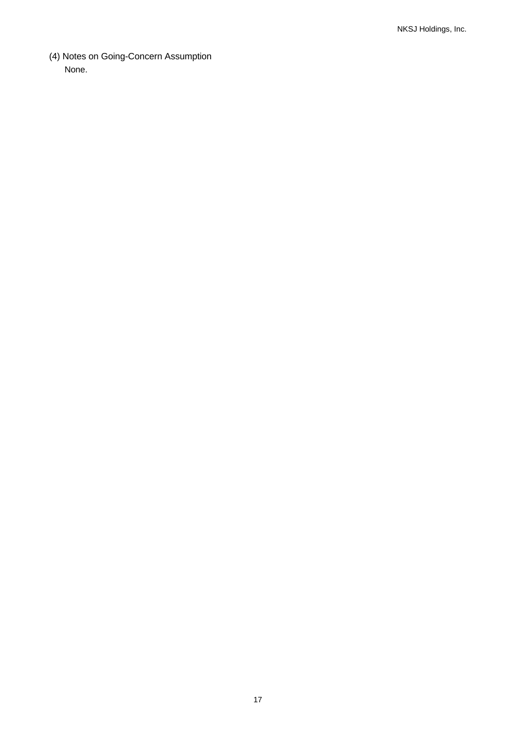(4) Notes on Going-Concern Assumption

None.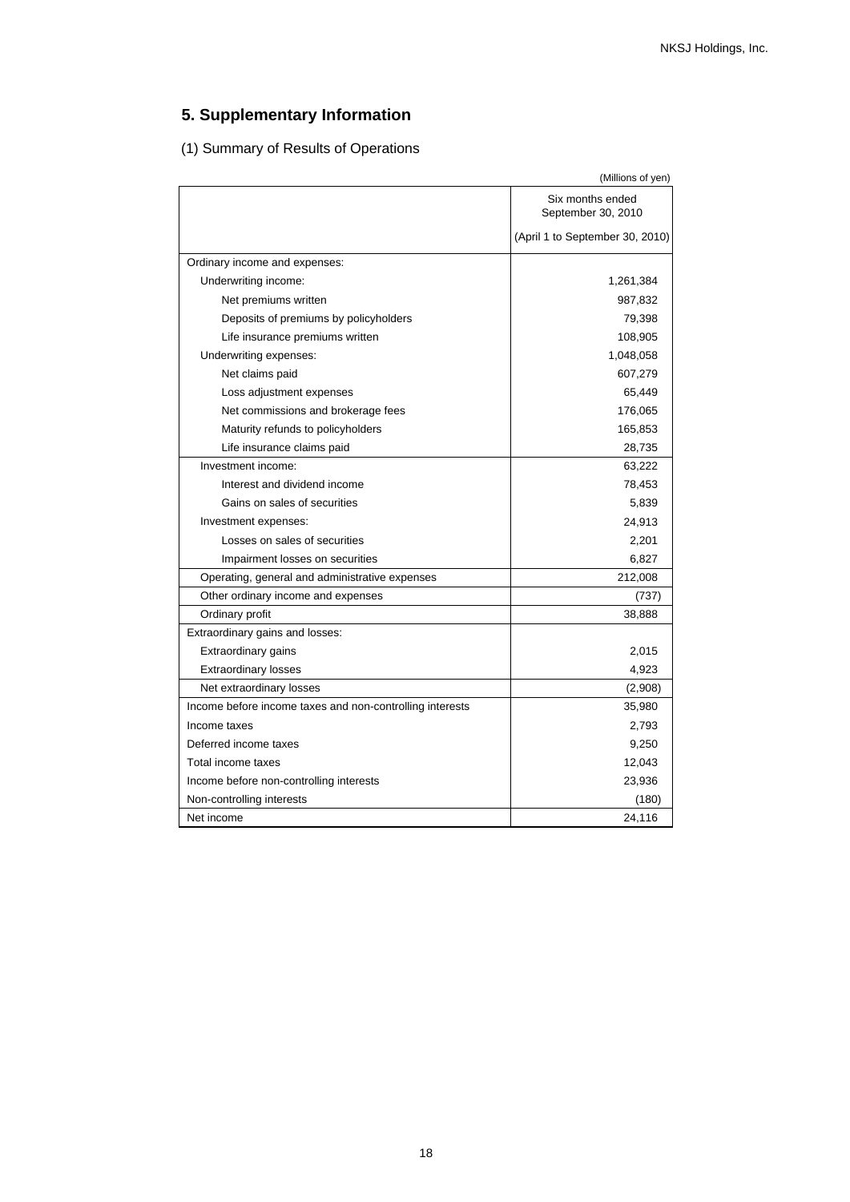## 5. Supplementary Information

(1) Summary of Results of Operations

(Millions of yen)

| | Six months ended September 30, 2010 (April 1 to September 30, 2010) |
|---|---|
| Ordinary income and expenses: | |
| Underwriting income: | 1,261,384 |
| Net premiums written | 987,832 |
| Deposits of premiums by policyholders | 79,398 |
| Life insurance premiums written | 108,905 |
| Underwriting expenses: | 1,048,058 |
| Net claims paid | 607,279 |
| Loss adjustment expenses | 65,449 |
| Net commissions and brokerage fees | 176,065 |
| Maturity refunds to policyholders | 165,853 |
| Life insurance claims paid | 28,735 |
| Investment income: | 63,222 |
| Interest and dividend income | 78,453 |
| Gains on sales of securities | 5,839 |
| Investment expenses: | 24,913 |
| Losses on sales of securities | 2,201 |
| Impairment losses on securities | 6,827 |
| Operating, general and administrative expenses | 212,008 |
| Other ordinary income and expenses | (737) |
| Ordinary profit | 38,888 |
| Extraordinary gains and losses: | |
| Extraordinary gains | 2,015 |
| Extraordinary losses | 4,923 |
| Net extraordinary losses | (2,908) |
| Income before income taxes and non-controlling interests | 35,980 |
| Income taxes | 2,793 |
| Deferred income taxes | 9,250 |
| Total income taxes | 12,043 |
| Income before non-controlling interests | 23,936 |
| Non-controlling interests | (180) |
| Net income | 24,116 |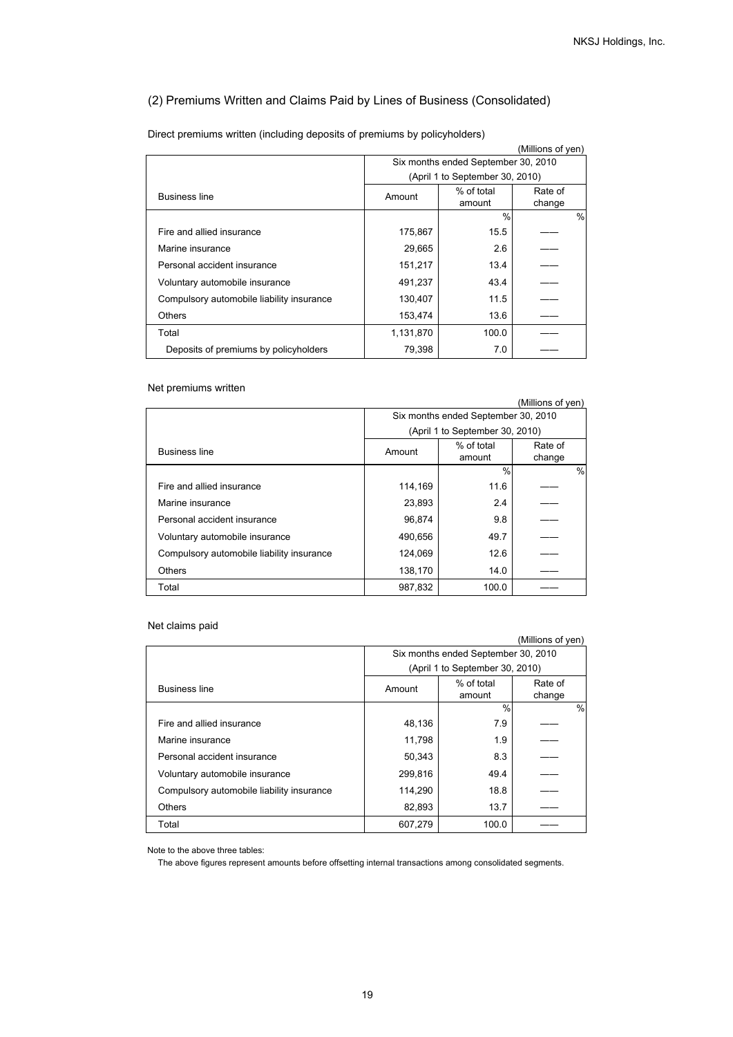## (2) Premiums Written and Claims Paid by Lines of Business (Consolidated)

Direct premiums written (including deposits of premiums by policyholders)

(Millions of yen)

| Business line | Six months ended September 30, 2010 (April 1 to September 30, 2010) | | |
|---|---|---|---|
| | Amount | % of total amount | Rate of change |
| | | % | % |
| Fire and allied insurance | 175,867 | 15.5 | —— |
| Marine insurance | 29,665 | 2.6 | —— |
| Personal accident insurance | 151,217 | 13.4 | —— |
| Voluntary automobile insurance | 491,237 | 43.4 | —— |
| Compulsory automobile liability insurance | 130,407 | 11.5 | —— |
| Others | 153,474 | 13.6 | —— |
| Total | 1,131,870 | 100.0 | —— |
| Deposits of premiums by policyholders | 79,398 | 7.0 | —— |

Net premiums written

(Millions of yen)

| Business line | Six months ended September 30, 2010 (April 1 to September 30, 2010) | | |
|---|---|---|---|
| | Amount | % of total amount | Rate of change |
| | | % | % |
| Fire and allied insurance | 114,169 | 11.6 | —— |
| Marine insurance | 23,893 | 2.4 | —— |
| Personal accident insurance | 96,874 | 9.8 | —— |
| Voluntary automobile insurance | 490,656 | 49.7 | —— |
| Compulsory automobile liability insurance | 124,069 | 12.6 | —— |
| Others | 138,170 | 14.0 | —— |
| Total | 987,832 | 100.0 | —— |

Net claims paid

(Millions of yen)

| Business line | Six months ended September 30, 2010 (April 1 to September 30, 2010) | | |
|---|---|---|---|
| | Amount | % of total amount | Rate of change |
| | | % | % |
| Fire and allied insurance | 48,136 | 7.9 | —— |
| Marine insurance | 11,798 | 1.9 | —— |
| Personal accident insurance | 50,343 | 8.3 | —— |
| Voluntary automobile insurance | 299,816 | 49.4 | —— |
| Compulsory automobile liability insurance | 114,290 | 18.8 | —— |
| Others | 82,893 | 13.7 | —— |
| Total | 607,279 | 100.0 | —— |

Note to the above three tables:
The above figures represent amounts before offsetting internal transactions among consolidated segments.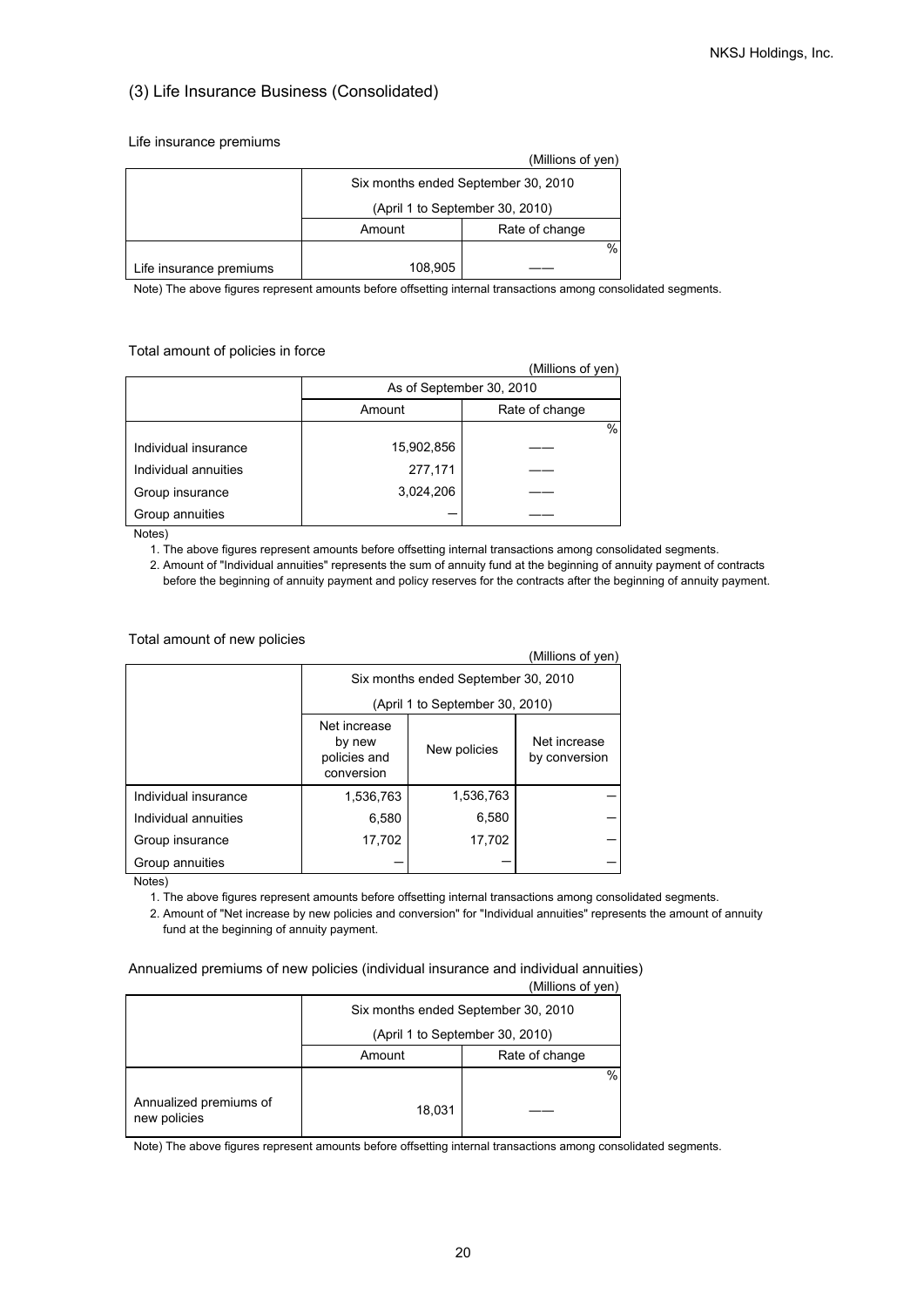## (3) Life Insurance Business (Consolidated)

Life insurance premiums

(Millions of yen)

| | Six months ended September 30, 2010 (April 1 to September 30, 2010) | |
|---|---|---|
| | Amount | Rate of change |
| | | % |
| Life insurance premiums | 108,905 | —— |

Note) The above figures represent amounts before offsetting internal transactions among consolidated segments.

Total amount of policies in force

(Millions of yen)

| | As of September 30, 2010 | |
|---|---|---|
| | Amount | Rate of change |
| | | % |
| Individual insurance | 15,902,856 | —— |
| Individual annuities | 277,171 | —— |
| Group insurance | 3,024,206 | —— |
| Group annuities | — | —— |

Notes)

1. The above figures represent amounts before offsetting internal transactions among consolidated segments.
2. Amount of "Individual annuities" represents the sum of annuity fund at the beginning of annuity payment of contracts before the beginning of annuity payment and policy reserves for the contracts after the beginning of annuity payment.

Total amount of new policies

(Millions of yen)

| | Six months ended September 30, 2010 (April 1 to September 30, 2010) | | |
|---|---|---|---|
| | Net increase by new policies and conversion | New policies | Net increase by conversion |
| Individual insurance | 1,536,763 | 1,536,763 | — |
| Individual annuities | 6,580 | 6,580 | — |
| Group insurance | 17,702 | 17,702 | — |
| Group annuities | — | — | — |

Notes)

1. The above figures represent amounts before offsetting internal transactions among consolidated segments.
2. Amount of "Net increase by new policies and conversion" for "Individual annuities" represents the amount of annuity fund at the beginning of annuity payment.

Annualized premiums of new policies (individual insurance and individual annuities)

(Millions of yen)

| | Six months ended September 30, 2010 (April 1 to September 30, 2010) | |
|---|---|---|
| | Amount | Rate of change |
| | | % |
| Annualized premiums of new policies | 18,031 | —— |

Note) The above figures represent amounts before offsetting internal transactions among consolidated segments.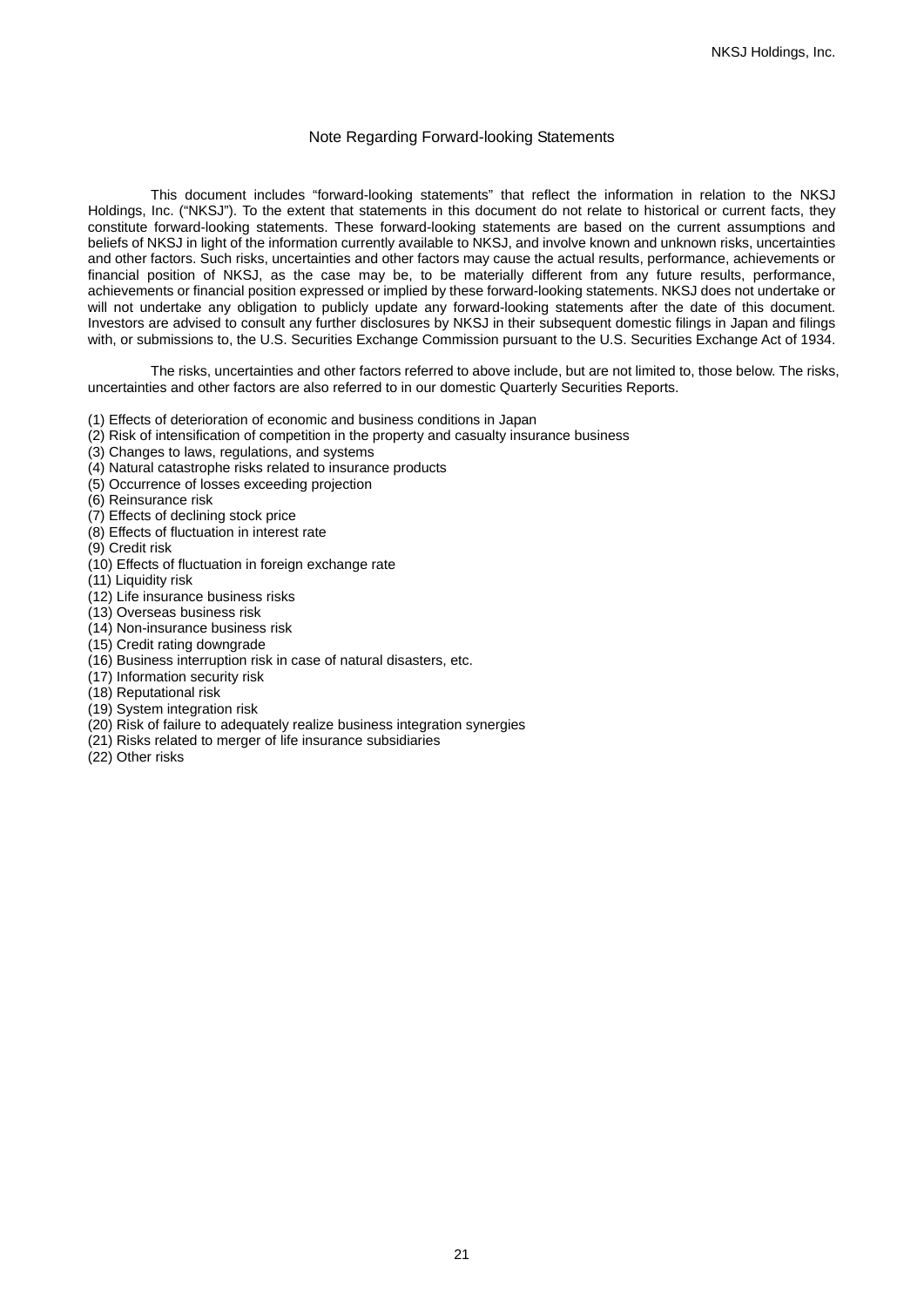## Note Regarding Forward-looking Statements

This document includes "forward-looking statements" that reflect the information in relation to the NKSJ Holdings, Inc. ("NKSJ"). To the extent that statements in this document do not relate to historical or current facts, they constitute forward-looking statements. These forward-looking statements are based on the current assumptions and beliefs of NKSJ in light of the information currently available to NKSJ, and involve known and unknown risks, uncertainties and other factors. Such risks, uncertainties and other factors may cause the actual results, performance, achievements or financial position of NKSJ, as the case may be, to be materially different from any future results, performance, achievements or financial position expressed or implied by these forward-looking statements. NKSJ does not undertake or will not undertake any obligation to publicly update any forward-looking statements after the date of this document. Investors are advised to consult any further disclosures by NKSJ in their subsequent domestic filings in Japan and filings with, or submissions to, the U.S. Securities Exchange Commission pursuant to the U.S. Securities Exchange Act of 1934.

The risks, uncertainties and other factors referred to above include, but are not limited to, those below. The risks, uncertainties and other factors are also referred to in our domestic Quarterly Securities Reports.

(1) Effects of deterioration of economic and business conditions in Japan
(2) Risk of intensification of competition in the property and casualty insurance business
(3) Changes to laws, regulations, and systems
(4) Natural catastrophe risks related to insurance products
(5) Occurrence of losses exceeding projection
(6) Reinsurance risk
(7) Effects of declining stock price
(8) Effects of fluctuation in interest rate
(9) Credit risk
(10) Effects of fluctuation in foreign exchange rate
(11) Liquidity risk
(12) Life insurance business risks
(13) Overseas business risk
(14) Non-insurance business risk
(15) Credit rating downgrade
(16) Business interruption risk in case of natural disasters, etc.
(17) Information security risk
(18) Reputational risk
(19) System integration risk
(20) Risk of failure to adequately realize business integration synergies
(21) Risks related to merger of life insurance subsidiaries
(22) Other risks